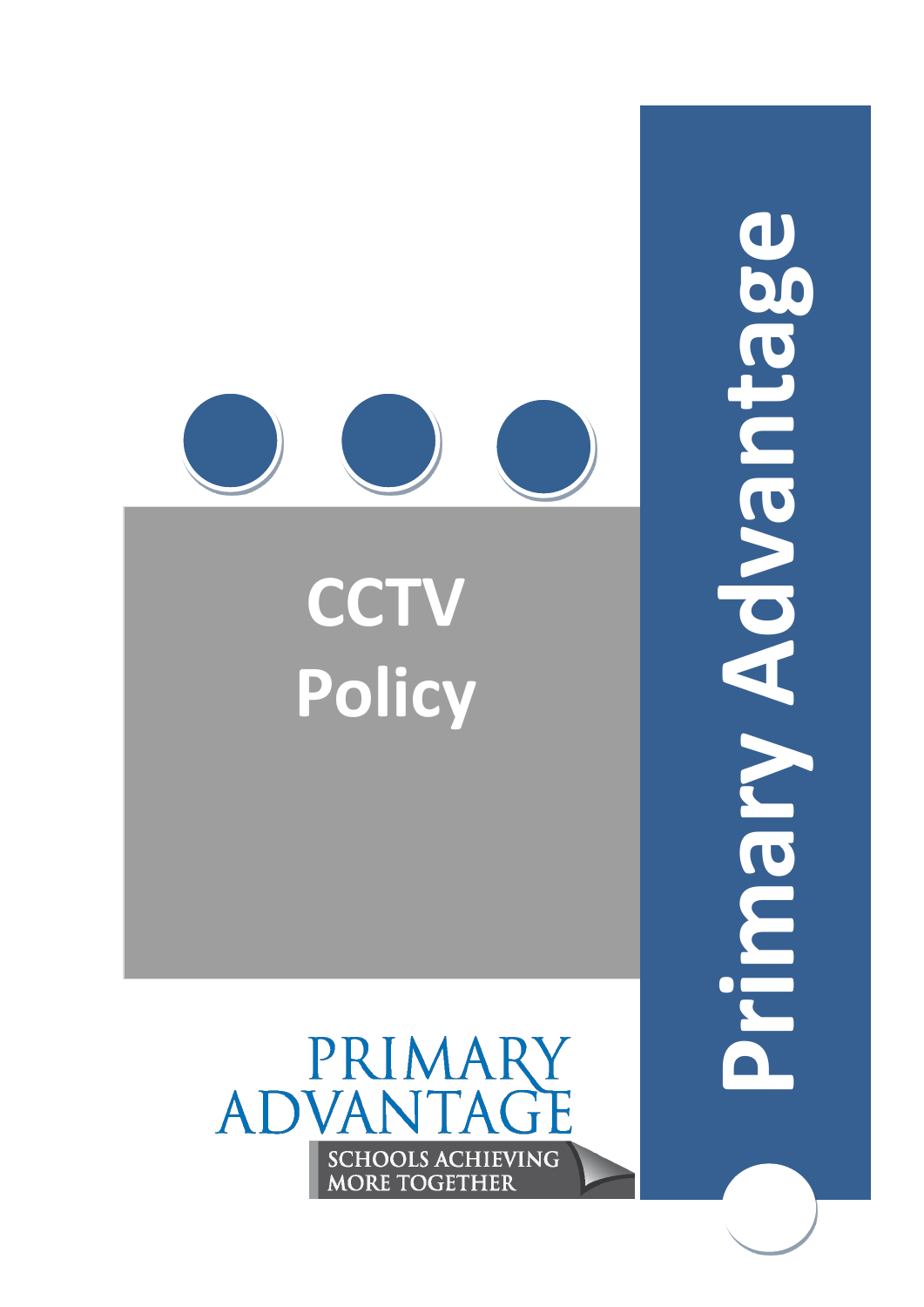# CCTV Policy

Primary Advantage

PRIMARY ADVANTAGE

SCHOOLS ACHIEVING MORE TOGETHER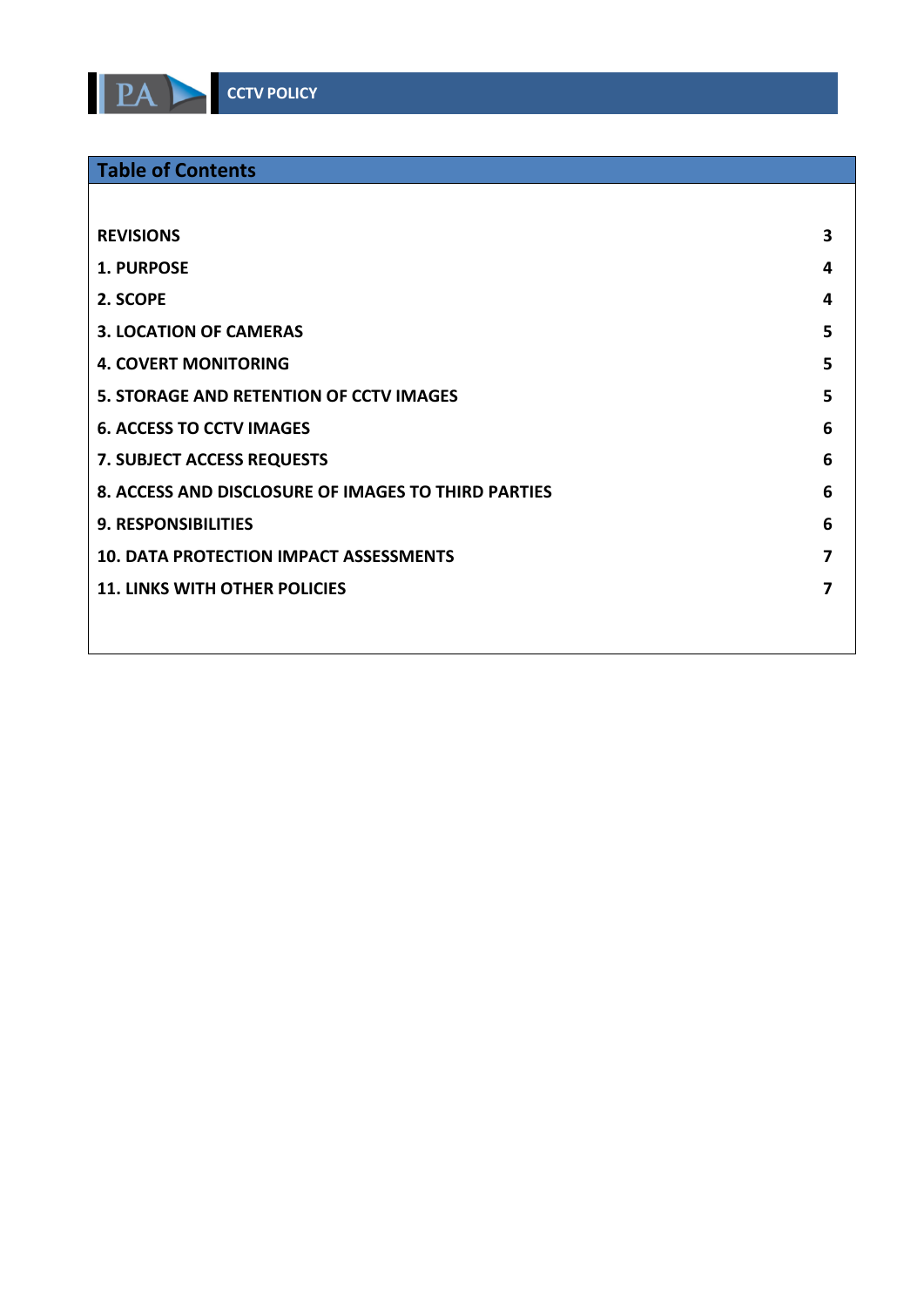## Table of Contents

| | |
|---|---|
| **REVISIONS** | **3** |
| **1. PURPOSE** | **4** |
| **2. SCOPE** | **4** |
| **3. LOCATION OF CAMERAS** | **5** |
| **4. COVERT MONITORING** | **5** |
| **5. STORAGE AND RETENTION OF CCTV IMAGES** | **5** |
| **6. ACCESS TO CCTV IMAGES** | **6** |
| **7. SUBJECT ACCESS REQUESTS** | **6** |
| **8. ACCESS AND DISCLOSURE OF IMAGES TO THIRD PARTIES** | **6** |
| **9. RESPONSIBILITIES** | **6** |
| **10. DATA PROTECTION IMPACT ASSESSMENTS** | **7** |
| **11. LINKS WITH OTHER POLICIES** | **7** |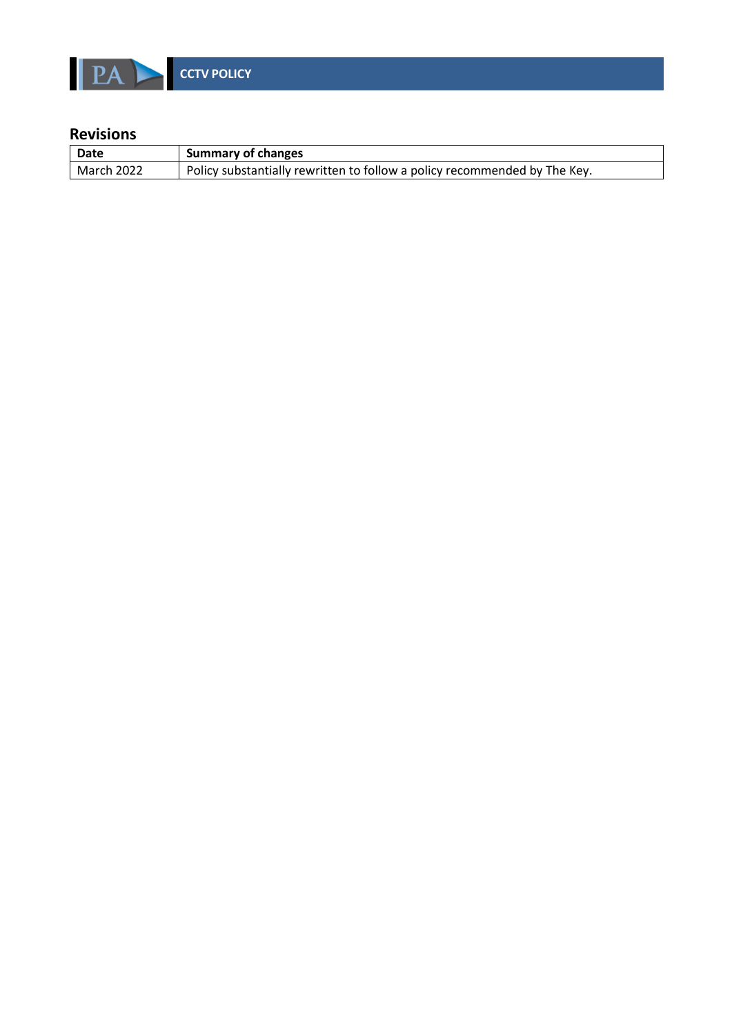## Revisions

| Date | Summary of changes |
| --- | --- |
| March 2022 | Policy substantially rewritten to follow a policy recommended by The Key. |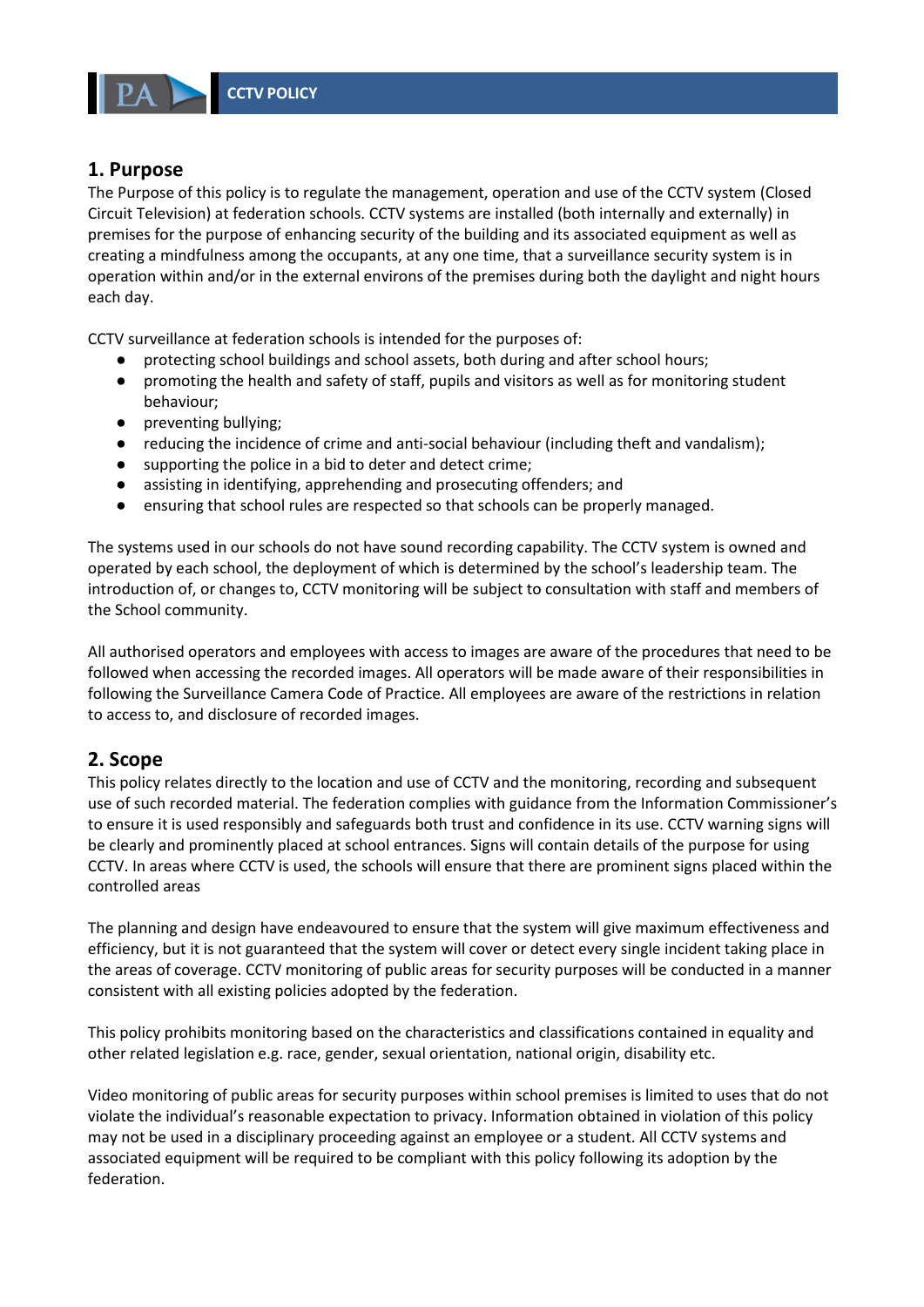## 1. Purpose

The Purpose of this policy is to regulate the management, operation and use of the CCTV system (Closed Circuit Television) at federation schools. CCTV systems are installed (both internally and externally) in premises for the purpose of enhancing security of the building and its associated equipment as well as creating a mindfulness among the occupants, at any one time, that a surveillance security system is in operation within and/or in the external environs of the premises during both the daylight and night hours each day.

CCTV surveillance at federation schools is intended for the purposes of:

- protecting school buildings and school assets, both during and after school hours;
- promoting the health and safety of staff, pupils and visitors as well as for monitoring student behaviour;
- preventing bullying;
- reducing the incidence of crime and anti-social behaviour (including theft and vandalism);
- supporting the police in a bid to deter and detect crime;
- assisting in identifying, apprehending and prosecuting offenders; and
- ensuring that school rules are respected so that schools can be properly managed.

The systems used in our schools do not have sound recording capability. The CCTV system is owned and operated by each school, the deployment of which is determined by the school's leadership team. The introduction of, or changes to, CCTV monitoring will be subject to consultation with staff and members of the School community.

All authorised operators and employees with access to images are aware of the procedures that need to be followed when accessing the recorded images. All operators will be made aware of their responsibilities in following the Surveillance Camera Code of Practice. All employees are aware of the restrictions in relation to access to, and disclosure of recorded images.

## 2. Scope

This policy relates directly to the location and use of CCTV and the monitoring, recording and subsequent use of such recorded material. The federation complies with guidance from the Information Commissioner's to ensure it is used responsibly and safeguards both trust and confidence in its use. CCTV warning signs will be clearly and prominently placed at school entrances. Signs will contain details of the purpose for using CCTV. In areas where CCTV is used, the schools will ensure that there are prominent signs placed within the controlled areas

The planning and design have endeavoured to ensure that the system will give maximum effectiveness and efficiency, but it is not guaranteed that the system will cover or detect every single incident taking place in the areas of coverage. CCTV monitoring of public areas for security purposes will be conducted in a manner consistent with all existing policies adopted by the federation.

This policy prohibits monitoring based on the characteristics and classifications contained in equality and other related legislation e.g. race, gender, sexual orientation, national origin, disability etc.

Video monitoring of public areas for security purposes within school premises is limited to uses that do not violate the individual's reasonable expectation to privacy. Information obtained in violation of this policy may not be used in a disciplinary proceeding against an employee or a student. All CCTV systems and associated equipment will be required to be compliant with this policy following its adoption by the federation.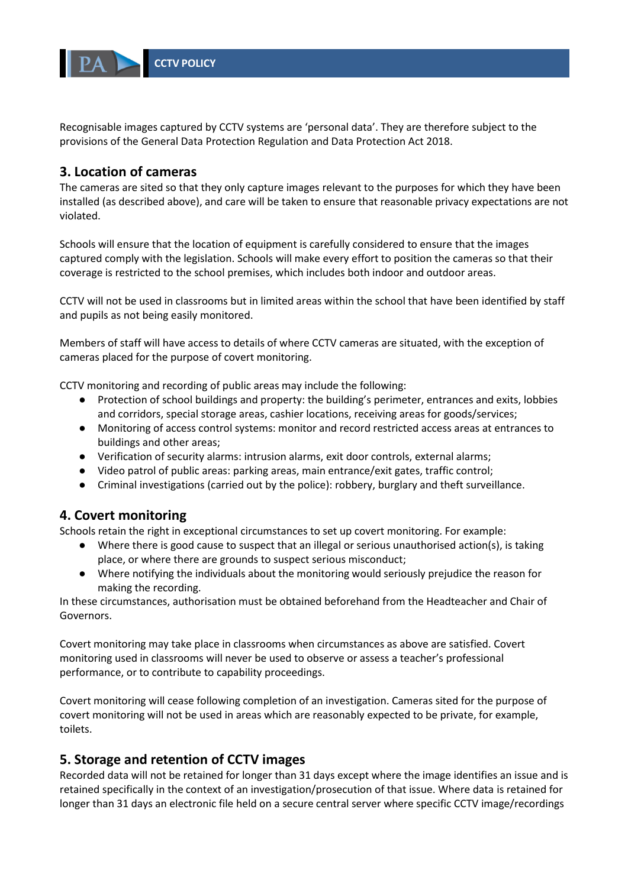Recognisable images captured by CCTV systems are 'personal data'. They are therefore subject to the provisions of the General Data Protection Regulation and Data Protection Act 2018.

## 3. Location of cameras

The cameras are sited so that they only capture images relevant to the purposes for which they have been installed (as described above), and care will be taken to ensure that reasonable privacy expectations are not violated.

Schools will ensure that the location of equipment is carefully considered to ensure that the images captured comply with the legislation. Schools will make every effort to position the cameras so that their coverage is restricted to the school premises, which includes both indoor and outdoor areas.

CCTV will not be used in classrooms but in limited areas within the school that have been identified by staff and pupils as not being easily monitored.

Members of staff will have access to details of where CCTV cameras are situated, with the exception of cameras placed for the purpose of covert monitoring.

CCTV monitoring and recording of public areas may include the following:

- Protection of school buildings and property: the building's perimeter, entrances and exits, lobbies and corridors, special storage areas, cashier locations, receiving areas for goods/services;
- Monitoring of access control systems: monitor and record restricted access areas at entrances to buildings and other areas;
- Verification of security alarms: intrusion alarms, exit door controls, external alarms;
- Video patrol of public areas: parking areas, main entrance/exit gates, traffic control;
- Criminal investigations (carried out by the police): robbery, burglary and theft surveillance.

## 4. Covert monitoring

Schools retain the right in exceptional circumstances to set up covert monitoring. For example:

- Where there is good cause to suspect that an illegal or serious unauthorised action(s), is taking place, or where there are grounds to suspect serious misconduct;
- Where notifying the individuals about the monitoring would seriously prejudice the reason for making the recording.

In these circumstances, authorisation must be obtained beforehand from the Headteacher and Chair of Governors.

Covert monitoring may take place in classrooms when circumstances as above are satisfied. Covert monitoring used in classrooms will never be used to observe or assess a teacher's professional performance, or to contribute to capability proceedings.

Covert monitoring will cease following completion of an investigation. Cameras sited for the purpose of covert monitoring will not be used in areas which are reasonably expected to be private, for example, toilets.

## 5. Storage and retention of CCTV images

Recorded data will not be retained for longer than 31 days except where the image identifies an issue and is retained specifically in the context of an investigation/prosecution of that issue. Where data is retained for longer than 31 days an electronic file held on a secure central server where specific CCTV image/recordings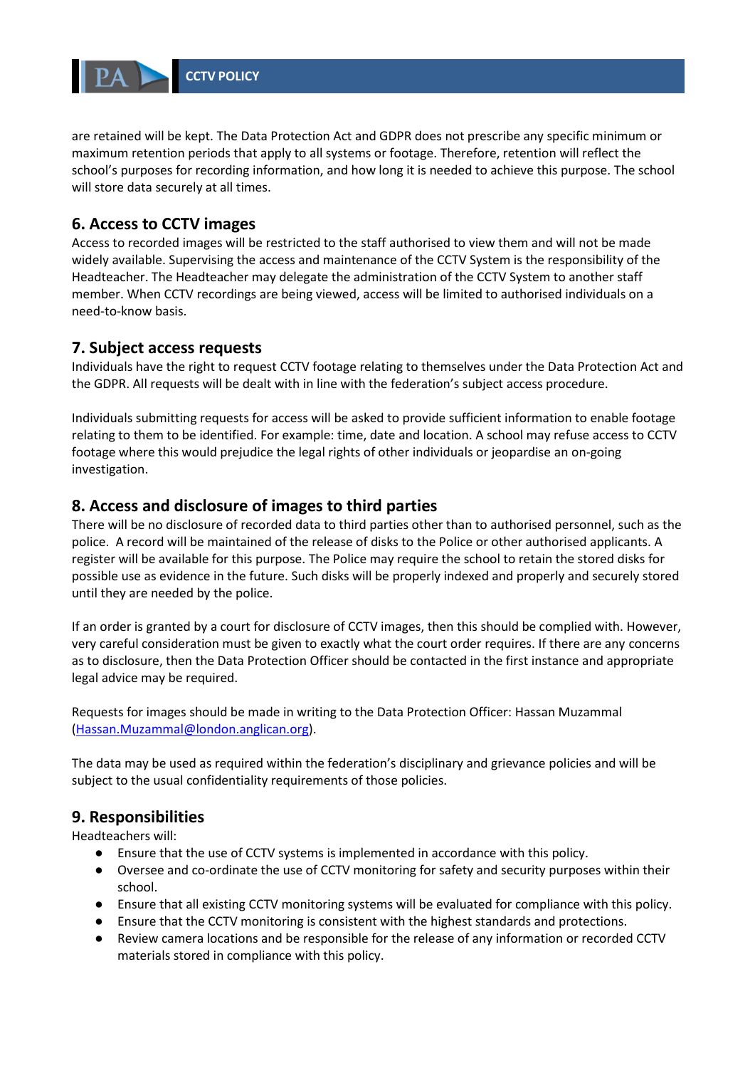are retained will be kept. The Data Protection Act and GDPR does not prescribe any specific minimum or maximum retention periods that apply to all systems or footage. Therefore, retention will reflect the school's purposes for recording information, and how long it is needed to achieve this purpose. The school will store data securely at all times.

## 6. Access to CCTV images

Access to recorded images will be restricted to the staff authorised to view them and will not be made widely available. Supervising the access and maintenance of the CCTV System is the responsibility of the Headteacher. The Headteacher may delegate the administration of the CCTV System to another staff member. When CCTV recordings are being viewed, access will be limited to authorised individuals on a need-to-know basis.

## 7. Subject access requests

Individuals have the right to request CCTV footage relating to themselves under the Data Protection Act and the GDPR. All requests will be dealt with in line with the federation's subject access procedure.

Individuals submitting requests for access will be asked to provide sufficient information to enable footage relating to them to be identified. For example: time, date and location. A school may refuse access to CCTV footage where this would prejudice the legal rights of other individuals or jeopardise an on-going investigation.

## 8. Access and disclosure of images to third parties

There will be no disclosure of recorded data to third parties other than to authorised personnel, such as the police. A record will be maintained of the release of disks to the Police or other authorised applicants. A register will be available for this purpose. The Police may require the school to retain the stored disks for possible use as evidence in the future. Such disks will be properly indexed and properly and securely stored until they are needed by the police.

If an order is granted by a court for disclosure of CCTV images, then this should be complied with. However, very careful consideration must be given to exactly what the court order requires. If there are any concerns as to disclosure, then the Data Protection Officer should be contacted in the first instance and appropriate legal advice may be required.

Requests for images should be made in writing to the Data Protection Officer: Hassan Muzammal (Hassan.Muzammal@london.anglican.org).

The data may be used as required within the federation's disciplinary and grievance policies and will be subject to the usual confidentiality requirements of those policies.

## 9. Responsibilities

Headteachers will:

- Ensure that the use of CCTV systems is implemented in accordance with this policy.
- Oversee and co-ordinate the use of CCTV monitoring for safety and security purposes within their school.
- Ensure that all existing CCTV monitoring systems will be evaluated for compliance with this policy.
- Ensure that the CCTV monitoring is consistent with the highest standards and protections.
- Review camera locations and be responsible for the release of any information or recorded CCTV materials stored in compliance with this policy.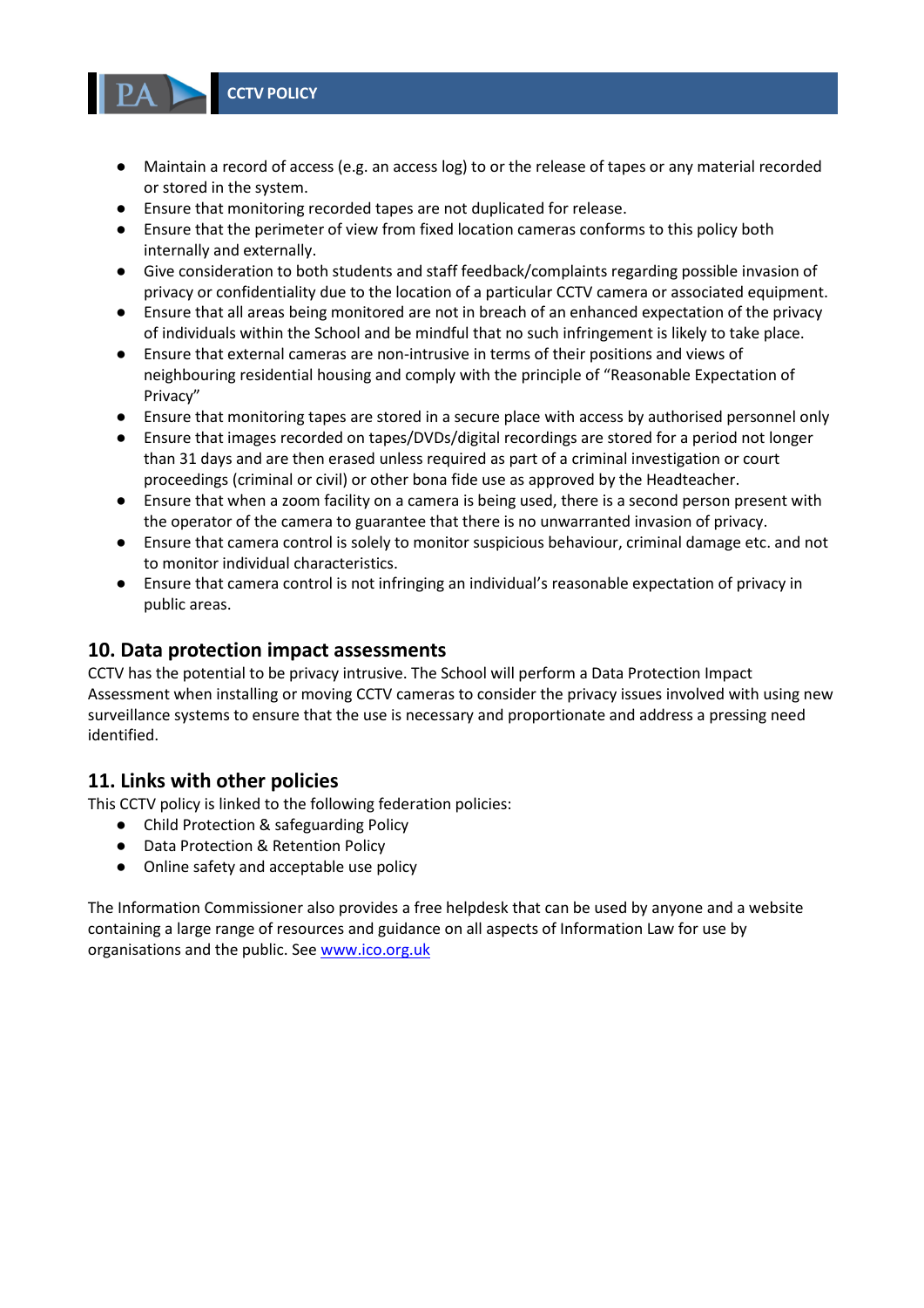- Maintain a record of access (e.g. an access log) to or the release of tapes or any material recorded or stored in the system.
- Ensure that monitoring recorded tapes are not duplicated for release.
- Ensure that the perimeter of view from fixed location cameras conforms to this policy both internally and externally.
- Give consideration to both students and staff feedback/complaints regarding possible invasion of privacy or confidentiality due to the location of a particular CCTV camera or associated equipment.
- Ensure that all areas being monitored are not in breach of an enhanced expectation of the privacy of individuals within the School and be mindful that no such infringement is likely to take place.
- Ensure that external cameras are non-intrusive in terms of their positions and views of neighbouring residential housing and comply with the principle of "Reasonable Expectation of Privacy"
- Ensure that monitoring tapes are stored in a secure place with access by authorised personnel only
- Ensure that images recorded on tapes/DVDs/digital recordings are stored for a period not longer than 31 days and are then erased unless required as part of a criminal investigation or court proceedings (criminal or civil) or other bona fide use as approved by the Headteacher.
- Ensure that when a zoom facility on a camera is being used, there is a second person present with the operator of the camera to guarantee that there is no unwarranted invasion of privacy.
- Ensure that camera control is solely to monitor suspicious behaviour, criminal damage etc. and not to monitor individual characteristics.
- Ensure that camera control is not infringing an individual's reasonable expectation of privacy in public areas.

## 10. Data protection impact assessments

CCTV has the potential to be privacy intrusive. The School will perform a Data Protection Impact Assessment when installing or moving CCTV cameras to consider the privacy issues involved with using new surveillance systems to ensure that the use is necessary and proportionate and address a pressing need identified.

## 11. Links with other policies

This CCTV policy is linked to the following federation policies:

- Child Protection & safeguarding Policy
- Data Protection & Retention Policy
- Online safety and acceptable use policy

The Information Commissioner also provides a free helpdesk that can be used by anyone and a website containing a large range of resources and guidance on all aspects of Information Law for use by organisations and the public. See [www.ico.org.uk](http://www.ico.org.uk)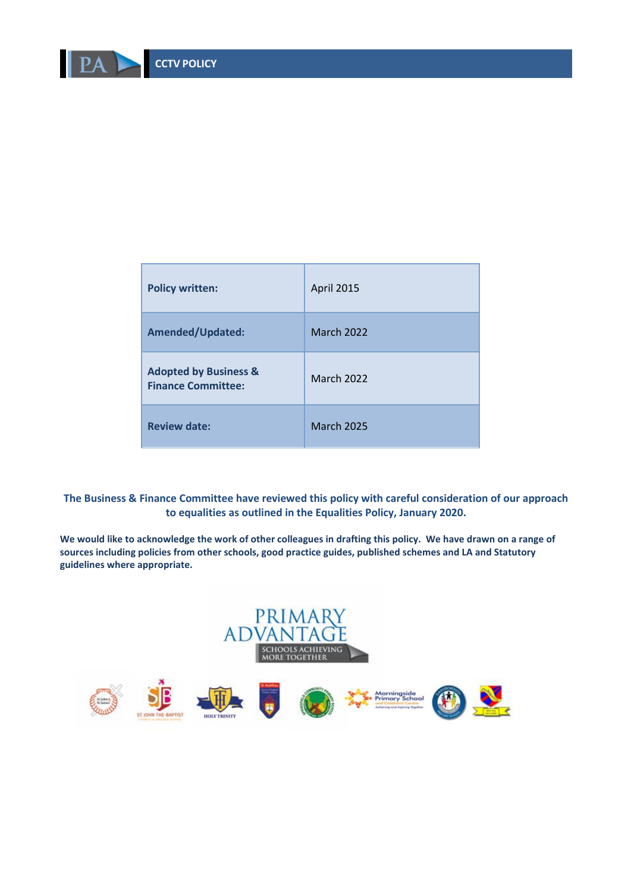# CCTV POLICY

| | |
|---|---|
| **Policy written:** | April 2015 |
| **Amended/Updated:** | March 2022 |
| **Adopted by Business & Finance Committee:** | March 2022 |
| **Review date:** | March 2025 |

**The Business & Finance Committee have reviewed this policy with careful consideration of our approach to equalities as outlined in the Equalities Policy, January 2020.**

**We would like to acknowledge the work of other colleagues in drafting this policy. We have drawn on a range of sources including policies from other schools, good practice guides, published schemes and LA and Statutory guidelines where appropriate.**

PRIMARY ADVANTAGE

SCHOOLS ACHIEVING MORE TOGETHER